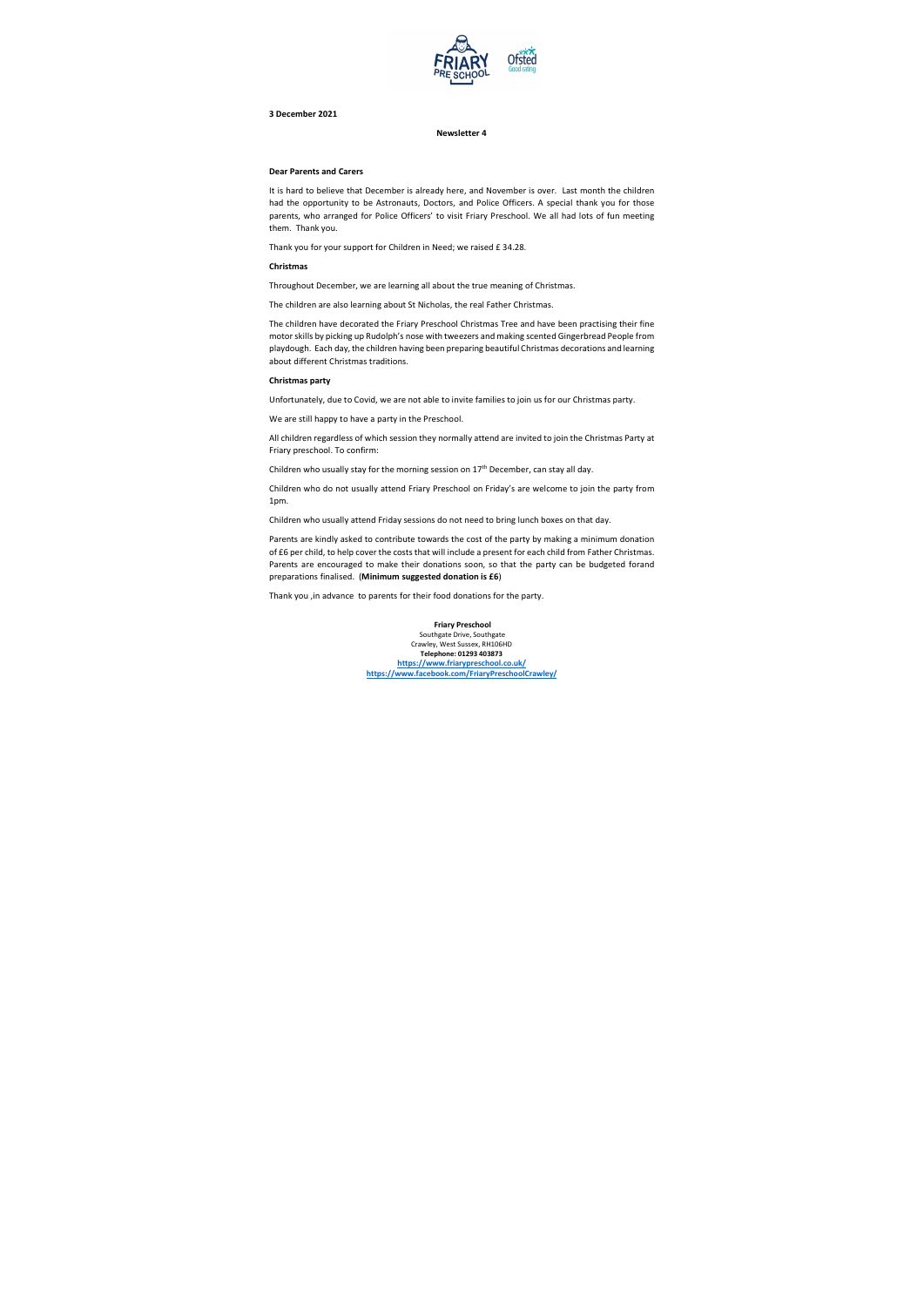**3 December 2021**

**Newsletter 4**

**Dear Parents and Carers**

It is hard to believe that December is already here, and November is over. Last month the children had the opportunity to be Astronauts, Doctors, and Police Officers. A special thank you for those parents, who arranged for Police Officers' to visit Friary Preschool. We all had lots of fun meeting them. Thank you.

Thank you for your support for Children in Need; we raised £ 34.28.

**Christmas**

Throughout December, we are learning all about the true meaning of Christmas.

The children are also learning about St Nicholas, the real Father Christmas.

The children have decorated the Friary Preschool Christmas Tree and have been practising their fine motor skills by picking up Rudolph's nose with tweezers and making scented Gingerbread People from playdough. Each day, the children having been preparing beautiful Christmas decorations and learning about different Christmas traditions.

**Christmas party**

Unfortunately, due to Covid, we are not able to invite families to join us for our Christmas party.

We are still happy to have a party in the Preschool.

All children regardless of which session they normally attend are invited to join the Christmas Party at Friary preschool. To confirm:

Children who usually stay for the morning session on 17th December, can stay all day.

Children who do not usually attend Friary Preschool on Friday's are welcome to join the party from 1pm.

Children who usually attend Friday sessions do not need to bring lunch boxes on that day.

Parents are kindly asked to contribute towards the cost of the party by making a minimum donation of £6 per child, to help cover the costs that will include a present for each child from Father Christmas. Parents are encouraged to make their donations soon, so that the party can be budgeted forand preparations finalised. (**Minimum suggested donation is £6**)

Thank you ,in advance to parents for their food donations for the party.

**Friary Preschool**
Southgate Drive, Southgate
Crawley, West Sussex, RH106HD
**Telephone: 01293 403873**
**https://www.friarypreschool.co.uk/**
**https://www.facebook.com/FriaryPreschoolCrawley/**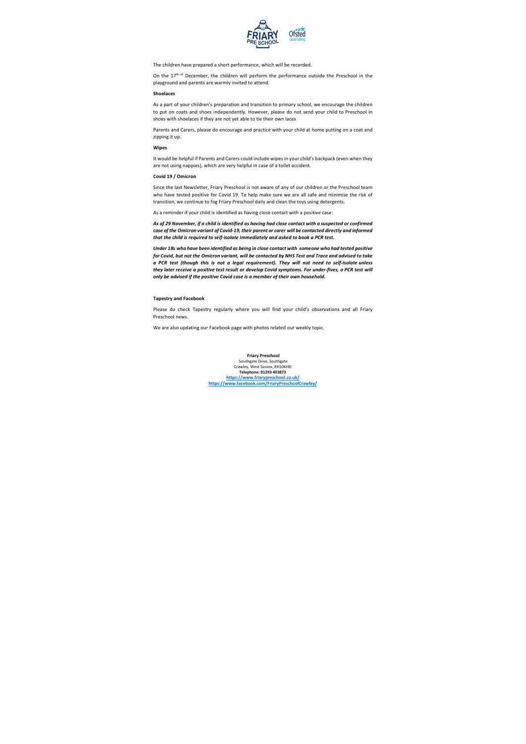The children have prepared a short performance, which will be recorded.

On the 17th of December, the children will perform the performance outside the Preschool in the playground and parents are warmly invited to attend.

**Shoelaces**

As a part of your children's preparation and transition to primary school, we encourage the children to put on coats and shoes independently. However, please do not send your child to Preschool in shoes with shoelaces if they are not yet able to tie their own laces

Parents and Carers, please do encourage and practice with your child at home putting on a coat and zipping it up.

**Wipes**

It would be helpful if Parents and Carers could include wipes in your child's backpack (even when they are not using nappies), which are very helpful in case of a toilet accident.

**Covid 19 / Omicron**

Since the last Newsletter, Friary Preschool is not aware of any of our children or the Preschool team who have tested positive for Covid 19. To help make sure we are all safe and minimise the risk of transition, we continue to fog Friary Preschool daily and clean the toys using detergents.

As a reminder if your child is identified as having close contact with a positive case:

***As of 29 November, if a child is identified as having had close contact with a suspected or confirmed case of the Omicron variant of Covid-19, their parent or carer will be contacted directly and informed that the child is required to self-isolate immediately and asked to book a PCR test.***

***Under 18s who have been identified as being in close contact with someone who had tested positive for Covid, but not the Omicron variant, will be contacted by NHS Test and Trace and advised to take a PCR test (though this is not a legal requirement). They will not need to self-isolate unless they later receive a positive test result or develop Covid symptoms. For under-fives, a PCR test will only be advised if the positive Covid case is a member of their own household.***

**Tapestry and Facebook**

Please do check Tapestry regularly where you will find your child's observations and all Friary Preschool news.

We are also updating our Facebook page with photos related our weekly topic.

**Friary Preschool**
Southgate Drive, Southgate
Crawley, West Sussex, RH106HD
**Telephone: 01293 403873**
**https://www.friarypreschool.co.uk/**
**https://www.facebook.com/FriaryPreschoolCrawley/**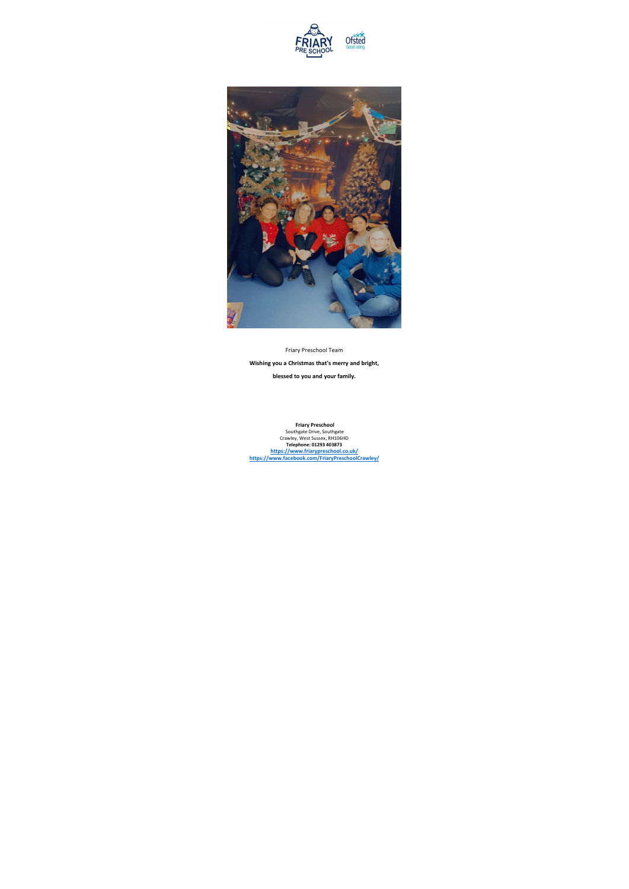Friary Preschool Team

**Wishing you a Christmas that's merry and bright,**

**blessed to you and your family.**

**Friary Preschool**
Southgate Drive, Southgate
Crawley, West Sussex, RH106HD
**Telephone: 01293 403873**
**https://www.friarypreschool.co.uk/**
**https://www.facebook.com/FriaryPreschoolCrawley/**